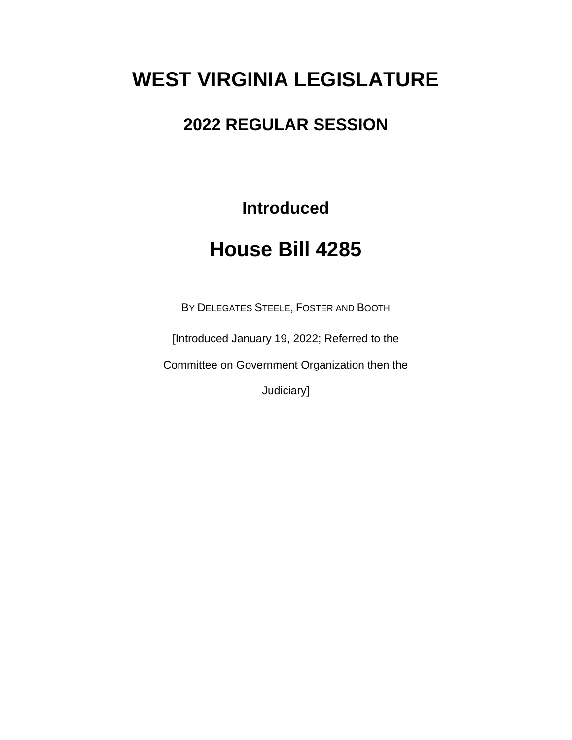# WEST VIRGINIA LEGISLATURE

## 2022 REGULAR SESSION

### Introduced

# House Bill 4285

BY DELEGATES STEELE, FOSTER AND BOOTH

[Introduced January 19, 2022; Referred to the Committee on Government Organization then the Judiciary]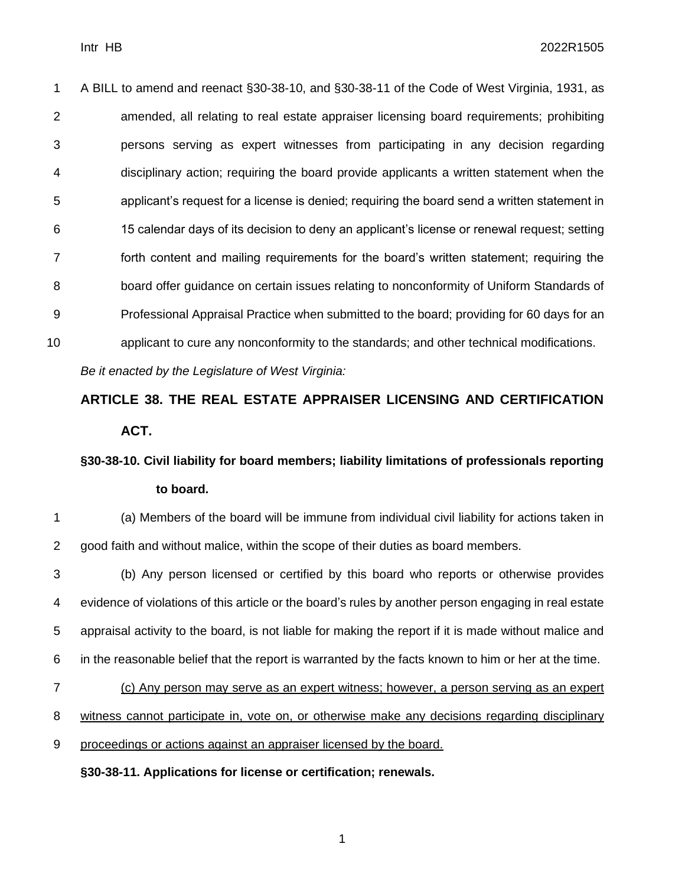A BILL to amend and reenact §30-38-10, and §30-38-11 of the Code of West Virginia, 1931, as amended, all relating to real estate appraiser licensing board requirements; prohibiting persons serving as expert witnesses from participating in any decision regarding disciplinary action; requiring the board provide applicants a written statement when the applicant's request for a license is denied; requiring the board send a written statement in 15 calendar days of its decision to deny an applicant's license or renewal request; setting forth content and mailing requirements for the board's written statement; requiring the board offer guidance on certain issues relating to nonconformity of Uniform Standards of Professional Appraisal Practice when submitted to the board; providing for 60 days for an applicant to cure any nonconformity to the standards; and other technical modifications.

*Be it enacted by the Legislature of West Virginia:*

## ARTICLE 38. THE REAL ESTATE APPRAISER LICENSING AND CERTIFICATION ACT.

### §30-38-10. Civil liability for board members; liability limitations of professionals reporting to board.

(a) Members of the board will be immune from individual civil liability for actions taken in good faith and without malice, within the scope of their duties as board members.

(b) Any person licensed or certified by this board who reports or otherwise provides evidence of violations of this article or the board's rules by another person engaging in real estate appraisal activity to the board, is not liable for making the report if it is made without malice and in the reasonable belief that the report is warranted by the facts known to him or her at the time.

<u>(c) Any person may serve as an expert witness; however, a person serving as an expert witness cannot participate in, vote on, or otherwise make any decisions regarding disciplinary proceedings or actions against an appraiser licensed by the board.</u>

### §30-38-11. Applications for license or certification; renewals.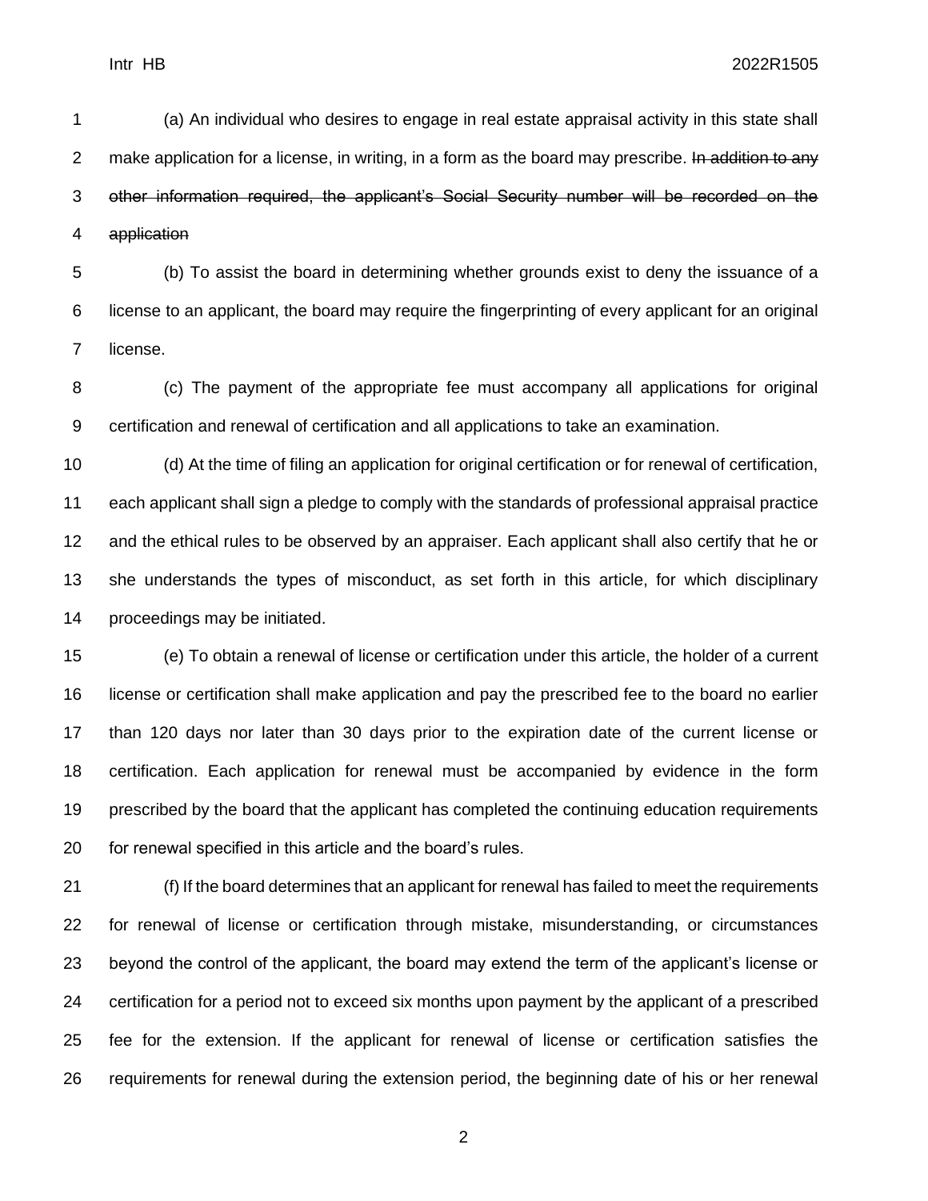(a) An individual who desires to engage in real estate appraisal activity in this state shall make application for a license, in writing, in a form as the board may prescribe. ~~In addition to any other information required, the applicant's Social Security number will be recorded on the application~~

(b) To assist the board in determining whether grounds exist to deny the issuance of a license to an applicant, the board may require the fingerprinting of every applicant for an original license.

(c) The payment of the appropriate fee must accompany all applications for original certification and renewal of certification and all applications to take an examination.

(d) At the time of filing an application for original certification or for renewal of certification, each applicant shall sign a pledge to comply with the standards of professional appraisal practice and the ethical rules to be observed by an appraiser. Each applicant shall also certify that he or she understands the types of misconduct, as set forth in this article, for which disciplinary proceedings may be initiated.

(e) To obtain a renewal of license or certification under this article, the holder of a current license or certification shall make application and pay the prescribed fee to the board no earlier than 120 days nor later than 30 days prior to the expiration date of the current license or certification. Each application for renewal must be accompanied by evidence in the form prescribed by the board that the applicant has completed the continuing education requirements for renewal specified in this article and the board's rules.

(f) If the board determines that an applicant for renewal has failed to meet the requirements for renewal of license or certification through mistake, misunderstanding, or circumstances beyond the control of the applicant, the board may extend the term of the applicant's license or certification for a period not to exceed six months upon payment by the applicant of a prescribed fee for the extension. If the applicant for renewal of license or certification satisfies the requirements for renewal during the extension period, the beginning date of his or her renewal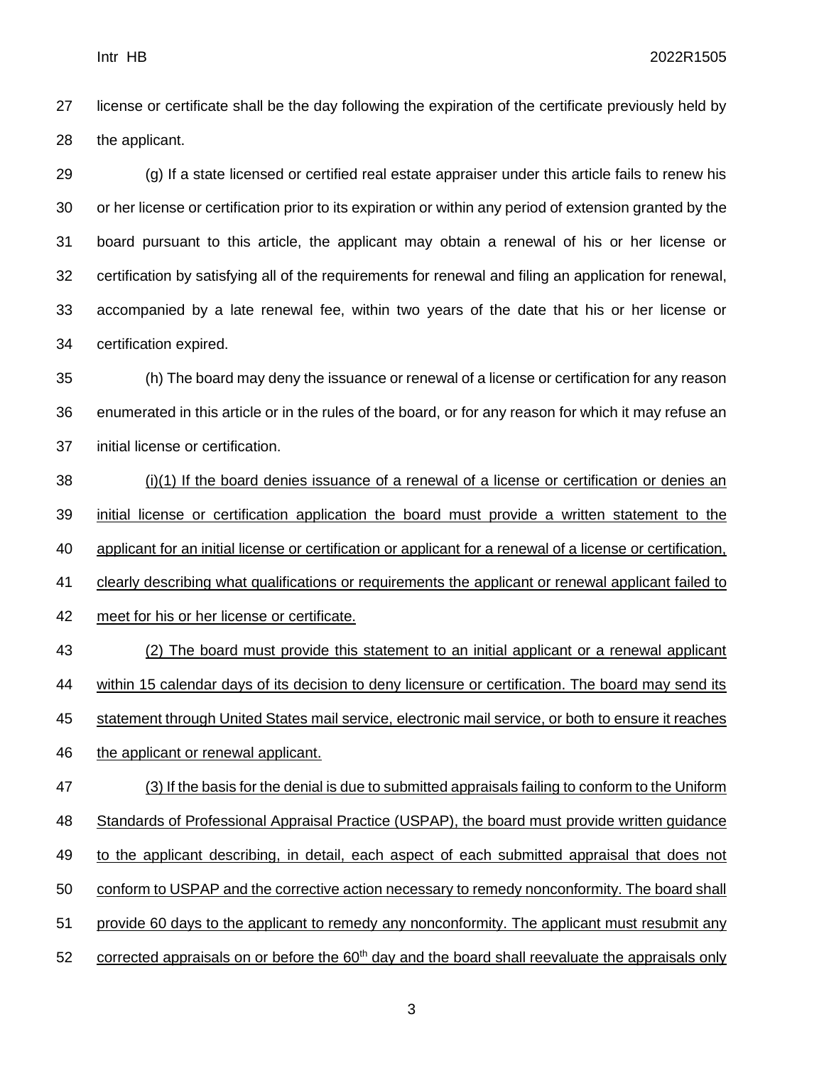license or certificate shall be the day following the expiration of the certificate previously held by the applicant.

(g) If a state licensed or certified real estate appraiser under this article fails to renew his or her license or certification prior to its expiration or within any period of extension granted by the board pursuant to this article, the applicant may obtain a renewal of his or her license or certification by satisfying all of the requirements for renewal and filing an application for renewal, accompanied by a late renewal fee, within two years of the date that his or her license or certification expired.

(h) The board may deny the issuance or renewal of a license or certification for any reason enumerated in this article or in the rules of the board, or for any reason for which it may refuse an initial license or certification.

<u>(i)(1) If the board denies issuance of a renewal of a license or certification or denies an initial license or certification application the board must provide a written statement to the applicant for an initial license or certification or applicant for a renewal of a license or certification, clearly describing what qualifications or requirements the applicant or renewal applicant failed to meet for his or her license or certificate.</u>

<u>(2) The board must provide this statement to an initial applicant or a renewal applicant within 15 calendar days of its decision to deny licensure or certification. The board may send its statement through United States mail service, electronic mail service, or both to ensure it reaches the applicant or renewal applicant.</u>

<u>(3) If the basis for the denial is due to submitted appraisals failing to conform to the Uniform Standards of Professional Appraisal Practice (USPAP), the board must provide written guidance to the applicant describing, in detail, each aspect of each submitted appraisal that does not conform to USPAP and the corrective action necessary to remedy nonconformity. The board shall provide 60 days to the applicant to remedy any nonconformity. The applicant must resubmit any corrected appraisals on or before the 60th day and the board shall reevaluate the appraisals only</u>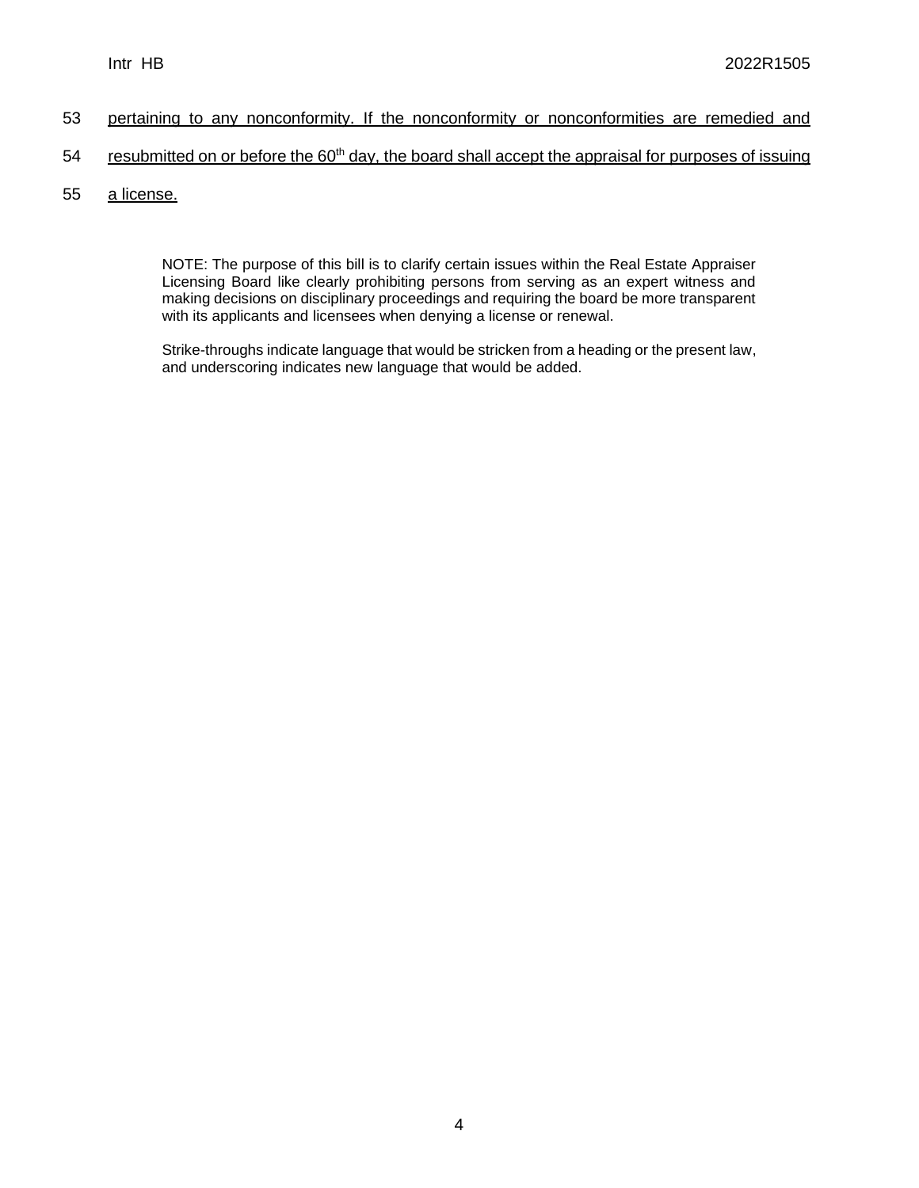53 pertaining to any nonconformity. If the nonconformity or nonconformities are remedied and

54 resubmitted on or before the $60^{th}$ day, the board shall accept the appraisal for purposes of issuing

55 a license.

NOTE: The purpose of this bill is to clarify certain issues within the Real Estate Appraiser Licensing Board like clearly prohibiting persons from serving as an expert witness and making decisions on disciplinary proceedings and requiring the board be more transparent with its applicants and licensees when denying a license or renewal.

Strike-throughs indicate language that would be stricken from a heading or the present law, and underscoring indicates new language that would be added.